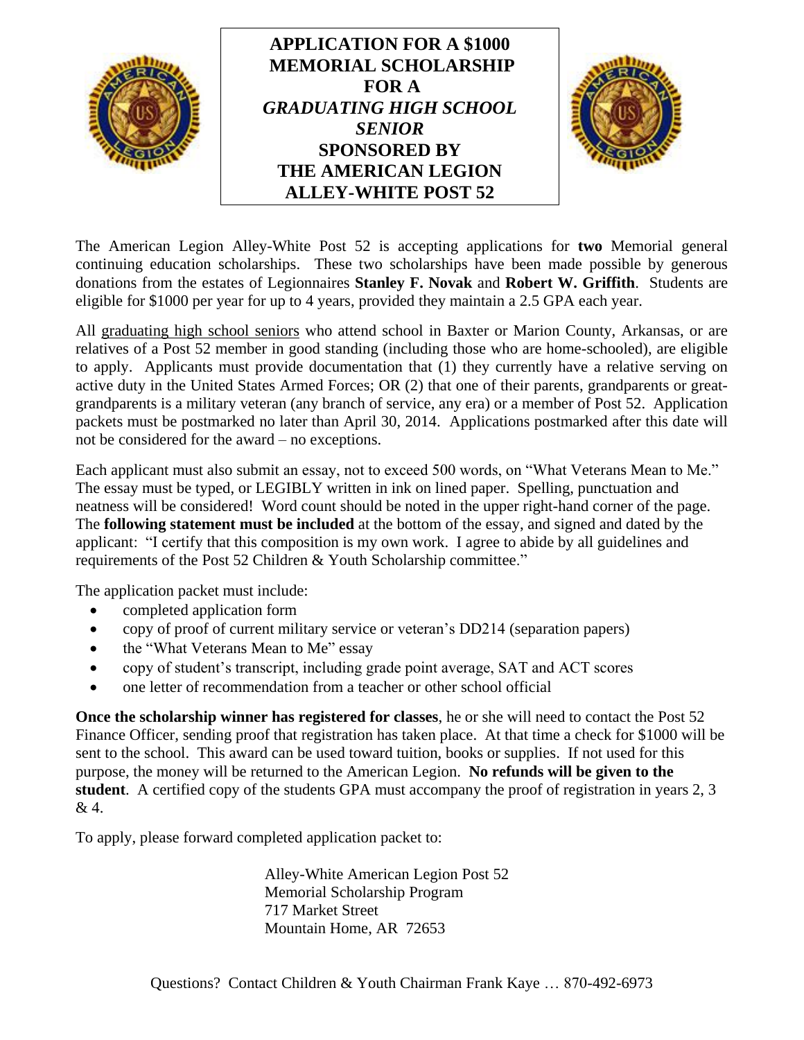# APPLICATION FOR A $1000 MEMORIAL SCHOLARSHIP FOR A *GRADUATING HIGH SCHOOL SENIOR* SPONSORED BY THE AMERICAN LEGION ALLEY-WHITE POST 52

The American Legion Alley-White Post 52 is accepting applications for **two** Memorial general continuing education scholarships. These two scholarships have been made possible by generous donations from the estates of Legionnaires **Stanley F. Novak** and **Robert W. Griffith**. Students are eligible for $1000 per year for up to 4 years, provided they maintain a 2.5 GPA each year.

All graduating high school seniors who attend school in Baxter or Marion County, Arkansas, or are relatives of a Post 52 member in good standing (including those who are home-schooled), are eligible to apply. Applicants must provide documentation that (1) they currently have a relative serving on active duty in the United States Armed Forces; OR (2) that one of their parents, grandparents or great-grandparents is a military veteran (any branch of service, any era) or a member of Post 52. Application packets must be postmarked no later than April 30, 2014. Applications postmarked after this date will not be considered for the award – no exceptions.

Each applicant must also submit an essay, not to exceed 500 words, on "What Veterans Mean to Me." The essay must be typed, or LEGIBLY written in ink on lined paper. Spelling, punctuation and neatness will be considered! Word count should be noted in the upper right-hand corner of the page. The **following statement must be included** at the bottom of the essay, and signed and dated by the applicant: "I certify that this composition is my own work. I agree to abide by all guidelines and requirements of the Post 52 Children & Youth Scholarship committee."

The application packet must include:

- completed application form
- copy of proof of current military service or veteran's DD214 (separation papers)
- the "What Veterans Mean to Me" essay
- copy of student's transcript, including grade point average, SAT and ACT scores
- one letter of recommendation from a teacher or other school official

**Once the scholarship winner has registered for classes**, he or she will need to contact the Post 52 Finance Officer, sending proof that registration has taken place. At that time a check for $1000 will be sent to the school. This award can be used toward tuition, books or supplies. If not used for this purpose, the money will be returned to the American Legion. **No refunds will be given to the student**. A certified copy of the students GPA must accompany the proof of registration in years 2, 3 & 4.

To apply, please forward completed application packet to:

Alley-White American Legion Post 52
Memorial Scholarship Program
717 Market Street
Mountain Home, AR 72653

Questions? Contact Children & Youth Chairman Frank Kaye … 870-492-6973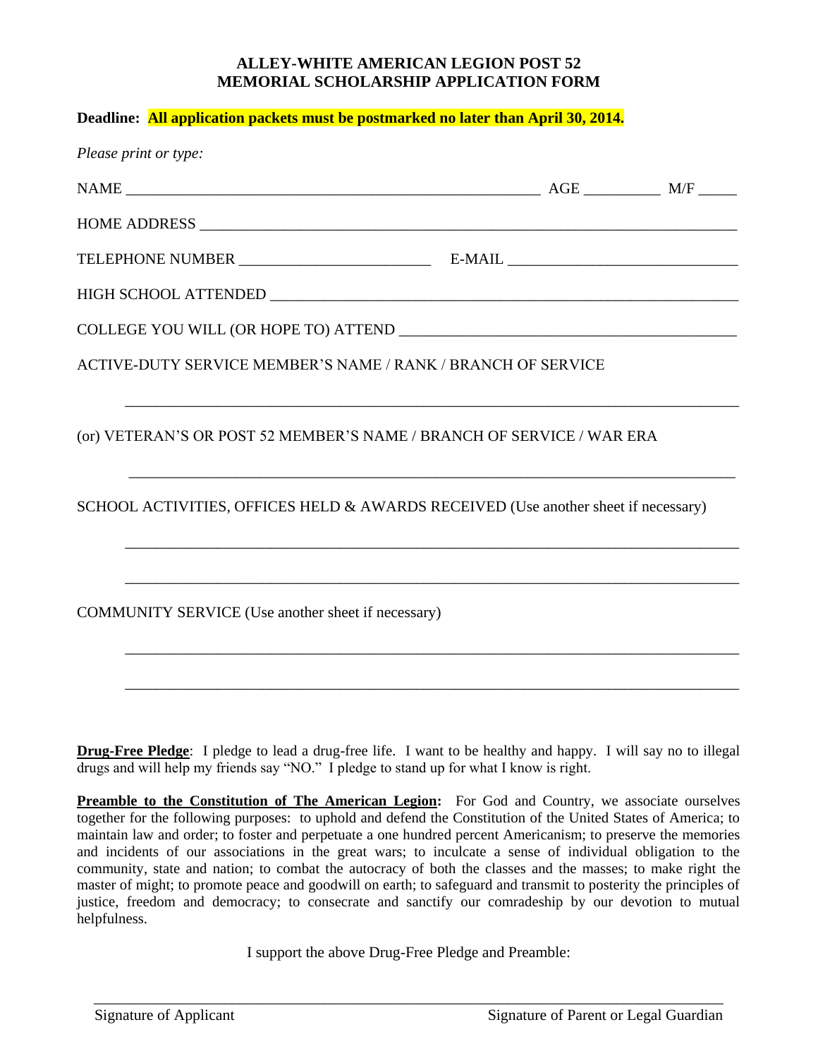**ALLEY-WHITE AMERICAN LEGION POST 52**
**MEMORIAL SCHOLARSHIP APPLICATION FORM**

**Deadline: All application packets must be postmarked no later than April 30, 2014.**

*Please print or type:*

NAME ______________________________________________ AGE __________ M/F _____

HOME ADDRESS ____________________________________________________________

TELEPHONE NUMBER ________________________ E-MAIL ___________________________

HIGH SCHOOL ATTENDED ______________________________________________________

COLLEGE YOU WILL (OR HOPE TO) ATTEND ____________________________________

ACTIVE-DUTY SERVICE MEMBER'S NAME / RANK / BRANCH OF SERVICE

_____________________________________________________________________________

(or) VETERAN'S OR POST 52 MEMBER'S NAME / BRANCH OF SERVICE / WAR ERA

_____________________________________________________________________________

SCHOOL ACTIVITIES, OFFICES HELD & AWARDS RECEIVED (Use another sheet if necessary)

_____________________________________________________________________________

_____________________________________________________________________________

COMMUNITY SERVICE (Use another sheet if necessary)

_____________________________________________________________________________

_____________________________________________________________________________

**Drug-Free Pledge**: I pledge to lead a drug-free life. I want to be healthy and happy. I will say no to illegal drugs and will help my friends say "NO." I pledge to stand up for what I know is right.

**Preamble to the Constitution of The American Legion:** For God and Country, we associate ourselves together for the following purposes: to uphold and defend the Constitution of the United States of America; to maintain law and order; to foster and perpetuate a one hundred percent Americanism; to preserve the memories and incidents of our associations in the great wars; to inculcate a sense of individual obligation to the community, state and nation; to combat the autocracy of both the classes and the masses; to make right the master of might; to promote peace and goodwill on earth; to safeguard and transmit to posterity the principles of justice, freedom and democracy; to consecrate and sanctify our comradeship by our devotion to mutual helpfulness.

I support the above Drug-Free Pledge and Preamble:

_____________________________________________________________________________

Signature of Applicant                                                  Signature of Parent or Legal Guardian